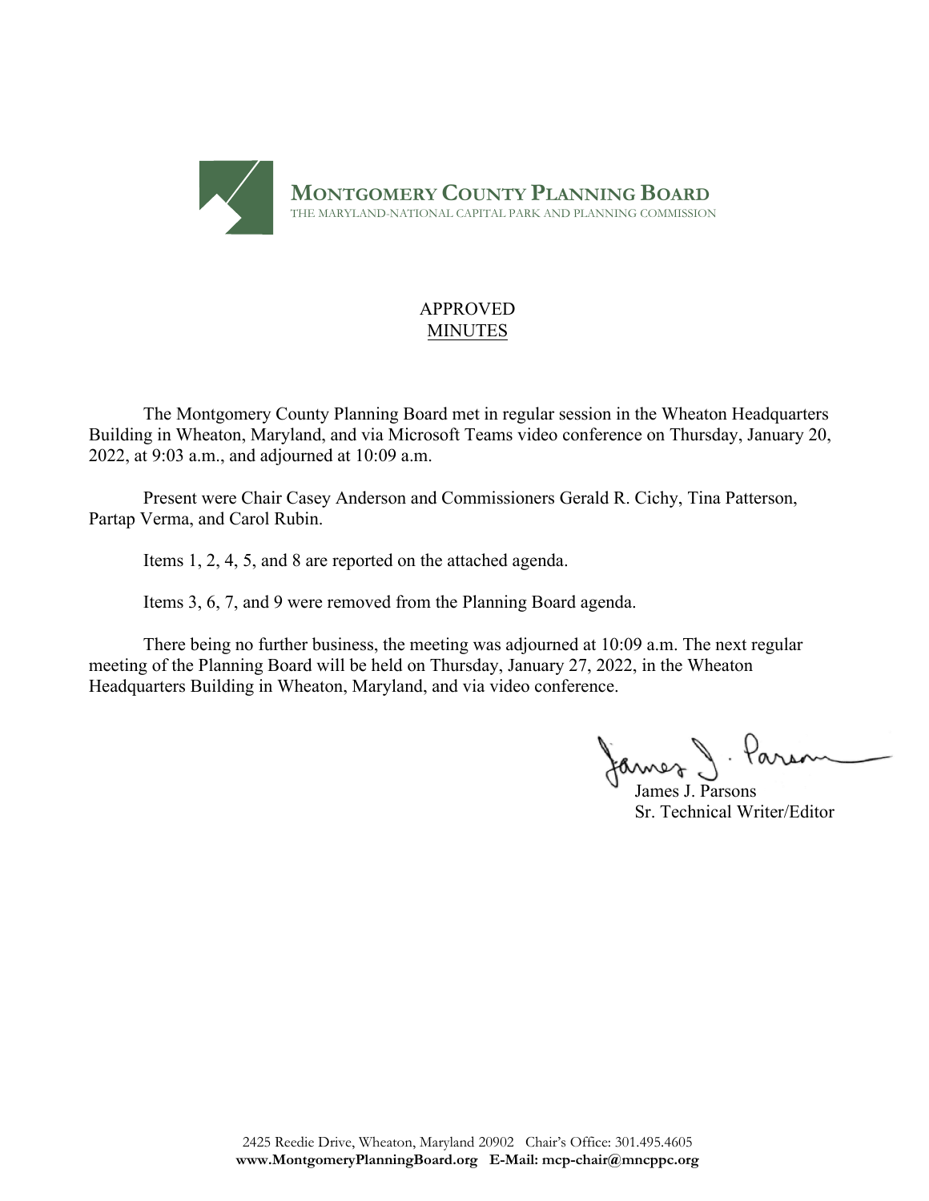**MONTGOMERY COUNTY PLANNING BOARD**
THE MARYLAND-NATIONAL CAPITAL PARK AND PLANNING COMMISSION

APPROVED
MINUTES

The Montgomery County Planning Board met in regular session in the Wheaton Headquarters Building in Wheaton, Maryland, and via Microsoft Teams video conference on Thursday, January 20, 2022, at 9:03 a.m., and adjourned at 10:09 a.m.

Present were Chair Casey Anderson and Commissioners Gerald R. Cichy, Tina Patterson, Partap Verma, and Carol Rubin.

Items 1, 2, 4, 5, and 8 are reported on the attached agenda.

Items 3, 6, 7, and 9 were removed from the Planning Board agenda.

There being no further business, the meeting was adjourned at 10:09 a.m. The next regular meeting of the Planning Board will be held on Thursday, January 27, 2022, in the Wheaton Headquarters Building in Wheaton, Maryland, and via video conference.

James J. Parsons
Sr. Technical Writer/Editor

2425 Reedie Drive, Wheaton, Maryland 20902 Chair's Office: 301.495.4605
**www.MontgomeryPlanningBoard.org E-Mail: mcp-chair@mncppc.org**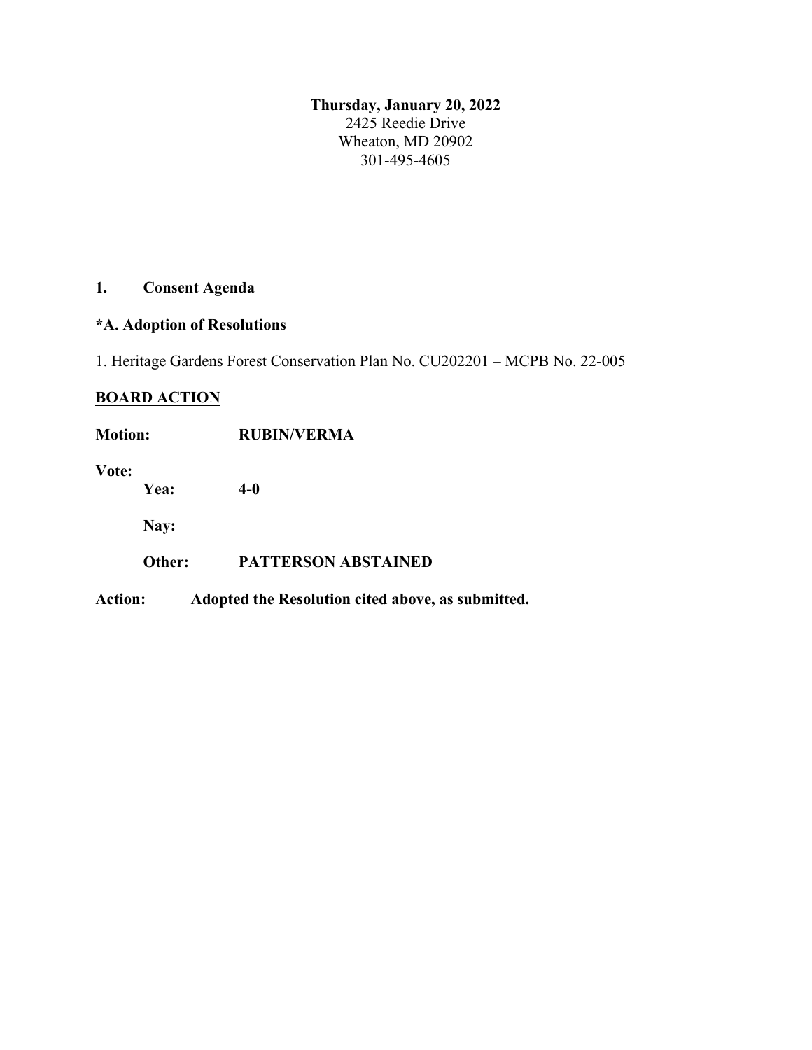**Thursday, January 20, 2022**
2425 Reedie Drive
Wheaton, MD 20902
301-495-4605

**1. Consent Agenda**

***A. Adoption of Resolutions**

1. Heritage Gardens Forest Conservation Plan No. CU202201 – MCPB No. 22-005

**<u>BOARD ACTION</u>**

**Motion:** **RUBIN/VERMA**

**Vote:**

**Yea:** **4-0**

**Nay:**

**Other:** **PATTERSON ABSTAINED**

**Action:** **Adopted the Resolution cited above, as submitted.**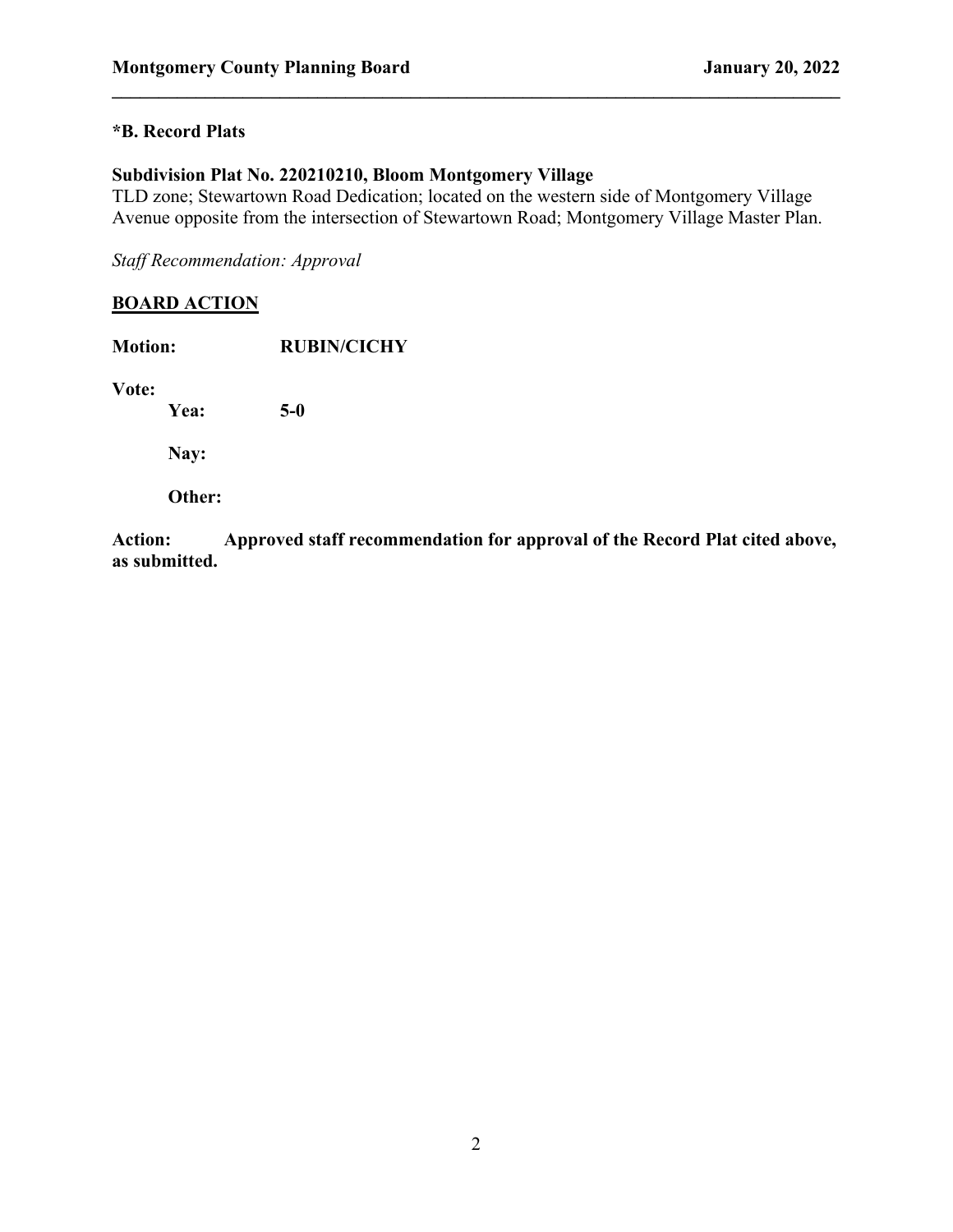**\*B. Record Plats**

**Subdivision Plat No. 220210210, Bloom Montgomery Village**
TLD zone; Stewartown Road Dedication; located on the western side of Montgomery Village Avenue opposite from the intersection of Stewartown Road; Montgomery Village Master Plan.

*Staff Recommendation: Approval*

**BOARD ACTION**

**Motion:** **RUBIN/CICHY**

**Vote:**

**Yea:** **5-0**

**Nay:**

**Other:**

**Action:** **Approved staff recommendation for approval of the Record Plat cited above, as submitted.**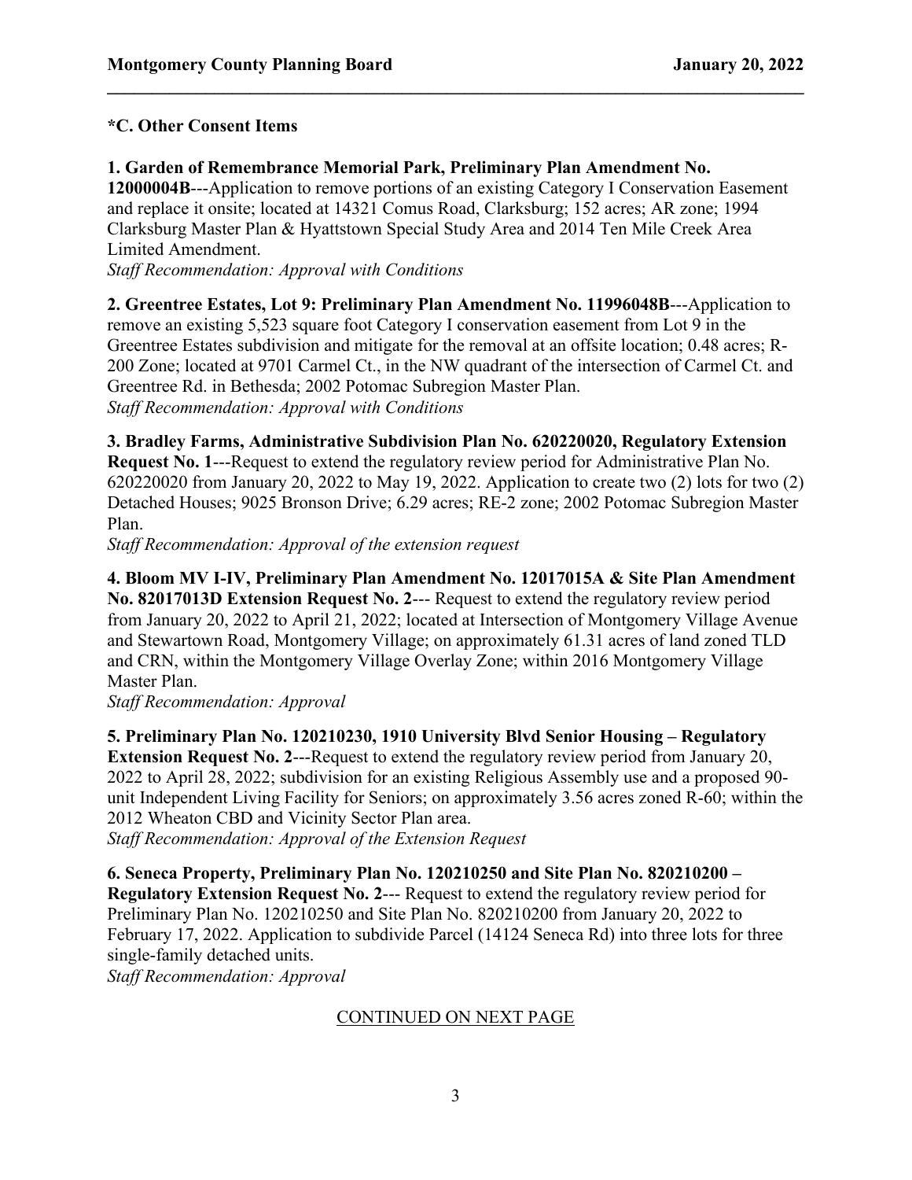### *C. Other Consent Items

**1. Garden of Remembrance Memorial Park, Preliminary Plan Amendment No. 12000004B**---Application to remove portions of an existing Category I Conservation Easement and replace it onsite; located at 14321 Comus Road, Clarksburg; 152 acres; AR zone; 1994 Clarksburg Master Plan & Hyattstown Special Study Area and 2014 Ten Mile Creek Area Limited Amendment.
*Staff Recommendation: Approval with Conditions*

**2. Greentree Estates, Lot 9: Preliminary Plan Amendment No. 11996048B**---Application to remove an existing 5,523 square foot Category I conservation easement from Lot 9 in the Greentree Estates subdivision and mitigate for the removal at an offsite location; 0.48 acres; R-200 Zone; located at 9701 Carmel Ct., in the NW quadrant of the intersection of Carmel Ct. and Greentree Rd. in Bethesda; 2002 Potomac Subregion Master Plan.
*Staff Recommendation: Approval with Conditions*

**3. Bradley Farms, Administrative Subdivision Plan No. 620220020, Regulatory Extension Request No. 1**---Request to extend the regulatory review period for Administrative Plan No. 620220020 from January 20, 2022 to May 19, 2022. Application to create two (2) lots for two (2) Detached Houses; 9025 Bronson Drive; 6.29 acres; RE-2 zone; 2002 Potomac Subregion Master Plan.
*Staff Recommendation: Approval of the extension request*

**4. Bloom MV I-IV, Preliminary Plan Amendment No. 12017015A & Site Plan Amendment No. 82017013D Extension Request No. 2**--- Request to extend the regulatory review period from January 20, 2022 to April 21, 2022; located at Intersection of Montgomery Village Avenue and Stewartown Road, Montgomery Village; on approximately 61.31 acres of land zoned TLD and CRN, within the Montgomery Village Overlay Zone; within 2016 Montgomery Village Master Plan.
*Staff Recommendation: Approval*

**5. Preliminary Plan No. 120210230, 1910 University Blvd Senior Housing – Regulatory Extension Request No. 2**---Request to extend the regulatory review period from January 20, 2022 to April 28, 2022; subdivision for an existing Religious Assembly use and a proposed 90-unit Independent Living Facility for Seniors; on approximately 3.56 acres zoned R-60; within the 2012 Wheaton CBD and Vicinity Sector Plan area.
*Staff Recommendation: Approval of the Extension Request*

**6. Seneca Property, Preliminary Plan No. 120210250 and Site Plan No. 820210200 – Regulatory Extension Request No. 2**--- Request to extend the regulatory review period for Preliminary Plan No. 120210250 and Site Plan No. 820210200 from January 20, 2022 to February 17, 2022. Application to subdivide Parcel (14124 Seneca Rd) into three lots for three single-family detached units.
*Staff Recommendation: Approval*

CONTINUED ON NEXT PAGE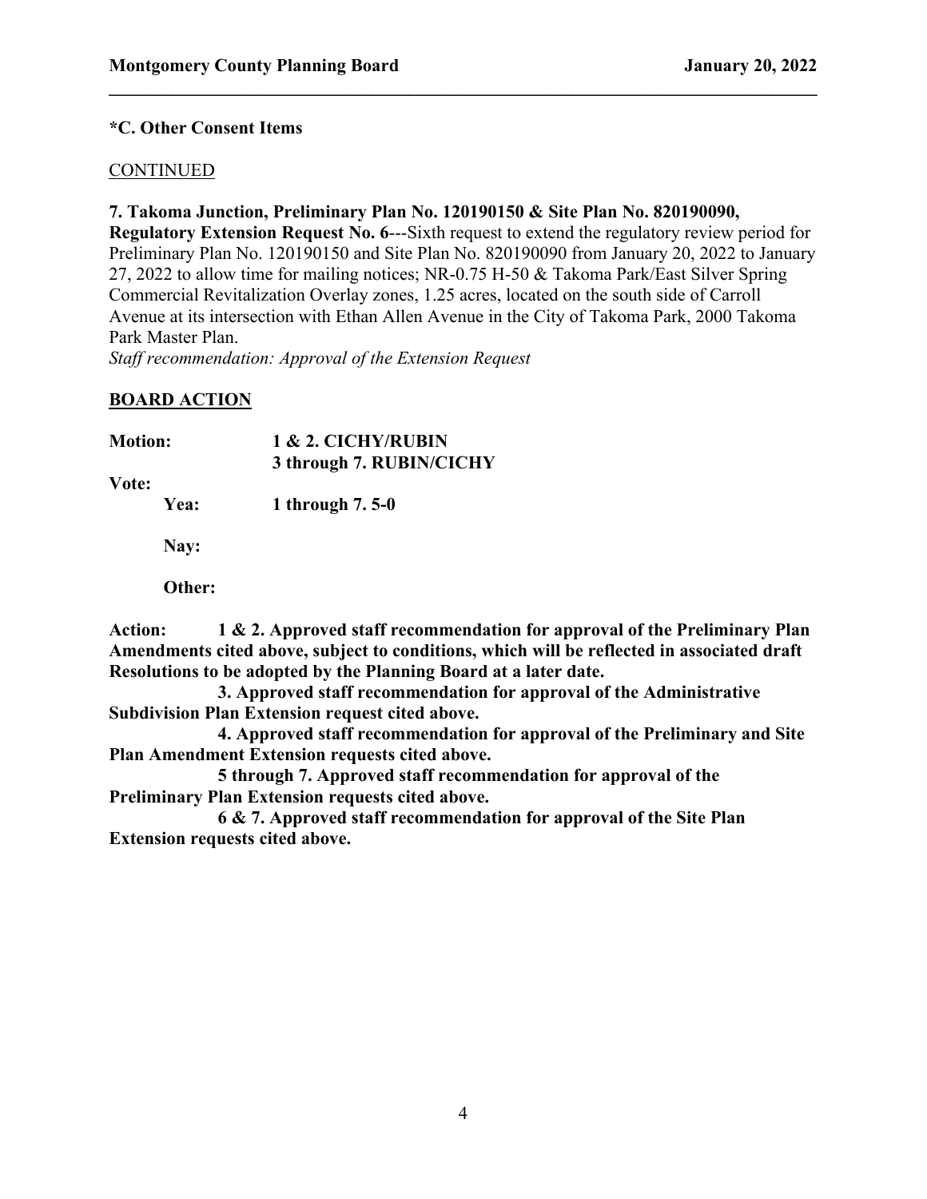**\*C. Other Consent Items**

CONTINUED

**7. Takoma Junction, Preliminary Plan No. 120190150 & Site Plan No. 820190090, Regulatory Extension Request No. 6**---Sixth request to extend the regulatory review period for Preliminary Plan No. 120190150 and Site Plan No. 820190090 from January 20, 2022 to January 27, 2022 to allow time for mailing notices; NR-0.75 H-50 & Takoma Park/East Silver Spring Commercial Revitalization Overlay zones, 1.25 acres, located on the south side of Carroll Avenue at its intersection with Ethan Allen Avenue in the City of Takoma Park, 2000 Takoma Park Master Plan.
*Staff recommendation: Approval of the Extension Request*

**BOARD ACTION**

**Motion:** **1 & 2. CICHY/RUBIN**
**3 through 7. RUBIN/CICHY**

**Vote:**

**Yea:** **1 through 7. 5-0**

**Nay:**

**Other:**

**Action:** **1 & 2. Approved staff recommendation for approval of the Preliminary Plan Amendments cited above, subject to conditions, which will be reflected in associated draft Resolutions to be adopted by the Planning Board at a later date.**

**3. Approved staff recommendation for approval of the Administrative Subdivision Plan Extension request cited above.**

**4. Approved staff recommendation for approval of the Preliminary and Site Plan Amendment Extension requests cited above.**

**5 through 7. Approved staff recommendation for approval of the Preliminary Plan Extension requests cited above.**

**6 & 7. Approved staff recommendation for approval of the Site Plan Extension requests cited above.**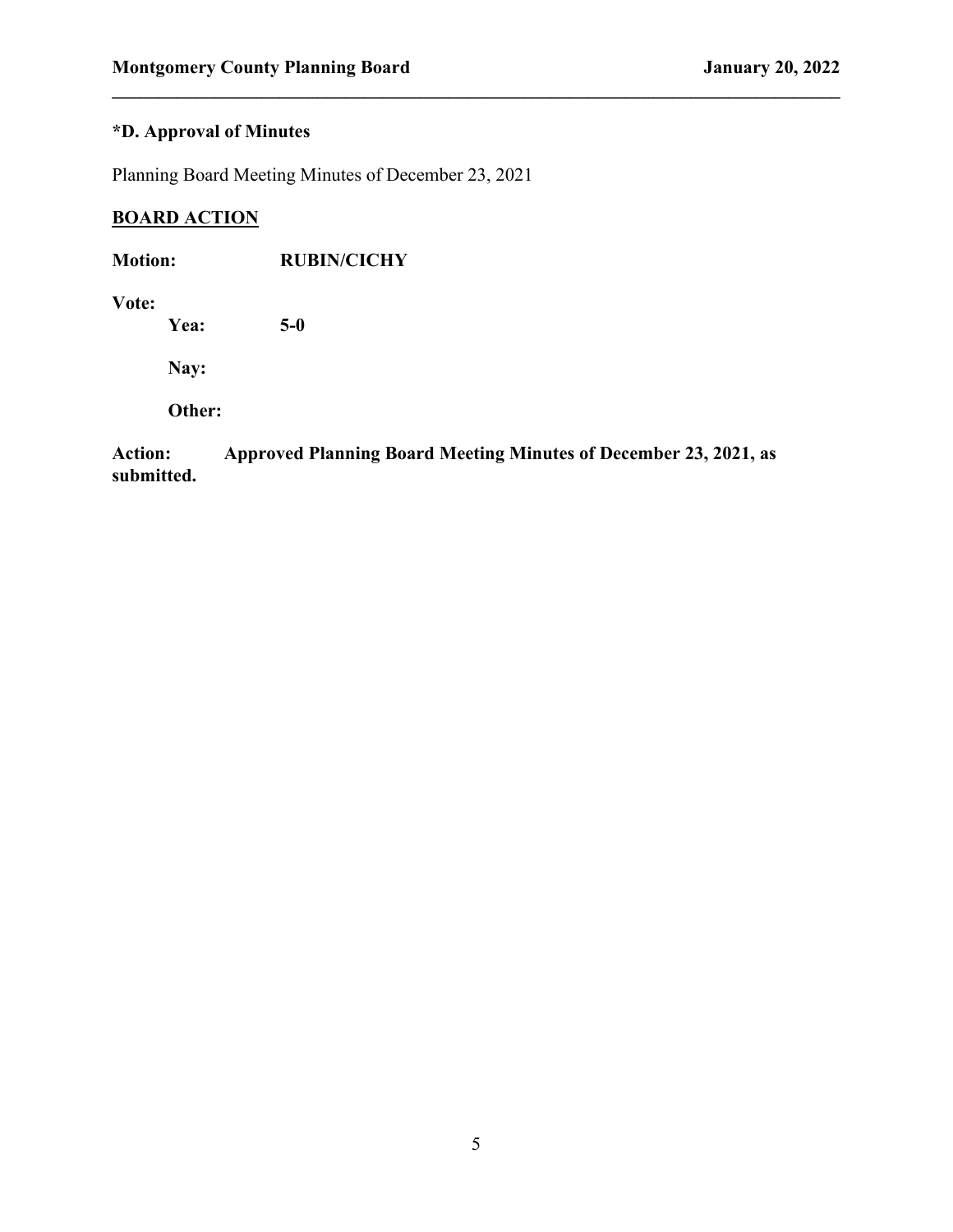## *D. Approval of Minutes

Planning Board Meeting Minutes of December 23, 2021

**BOARD ACTION**

**Motion:** **RUBIN/CICHY**

**Vote:**

**Yea:** **5-0**

**Nay:**

**Other:**

**Action:** **Approved Planning Board Meeting Minutes of December 23, 2021, as submitted.**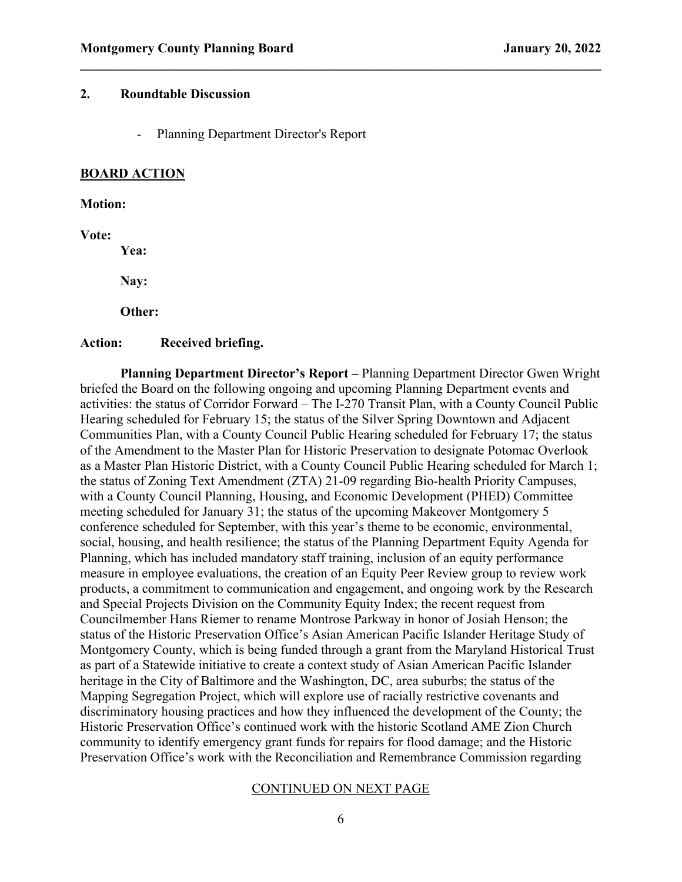## 2. Roundtable Discussion

- Planning Department Director's Report

**BOARD ACTION**

**Motion:**

**Vote:**

**Yea:**

**Nay:**

**Other:**

**Action:** **Received briefing.**

**Planning Department Director's Report –** Planning Department Director Gwen Wright briefed the Board on the following ongoing and upcoming Planning Department events and activities: the status of Corridor Forward – The I-270 Transit Plan, with a County Council Public Hearing scheduled for February 15; the status of the Silver Spring Downtown and Adjacent Communities Plan, with a County Council Public Hearing scheduled for February 17; the status of the Amendment to the Master Plan for Historic Preservation to designate Potomac Overlook as a Master Plan Historic District, with a County Council Public Hearing scheduled for March 1; the status of Zoning Text Amendment (ZTA) 21-09 regarding Bio-health Priority Campuses, with a County Council Planning, Housing, and Economic Development (PHED) Committee meeting scheduled for January 31; the status of the upcoming Makeover Montgomery 5 conference scheduled for September, with this year's theme to be economic, environmental, social, housing, and health resilience; the status of the Planning Department Equity Agenda for Planning, which has included mandatory staff training, inclusion of an equity performance measure in employee evaluations, the creation of an Equity Peer Review group to review work products, a commitment to communication and engagement, and ongoing work by the Research and Special Projects Division on the Community Equity Index; the recent request from Councilmember Hans Riemer to rename Montrose Parkway in honor of Josiah Henson; the status of the Historic Preservation Office's Asian American Pacific Islander Heritage Study of Montgomery County, which is being funded through a grant from the Maryland Historical Trust as part of a Statewide initiative to create a context study of Asian American Pacific Islander heritage in the City of Baltimore and the Washington, DC, area suburbs; the status of the Mapping Segregation Project, which will explore use of racially restrictive covenants and discriminatory housing practices and how they influenced the development of the County; the Historic Preservation Office's continued work with the historic Scotland AME Zion Church community to identify emergency grant funds for repairs for flood damage; and the Historic Preservation Office's work with the Reconciliation and Remembrance Commission regarding

CONTINUED ON NEXT PAGE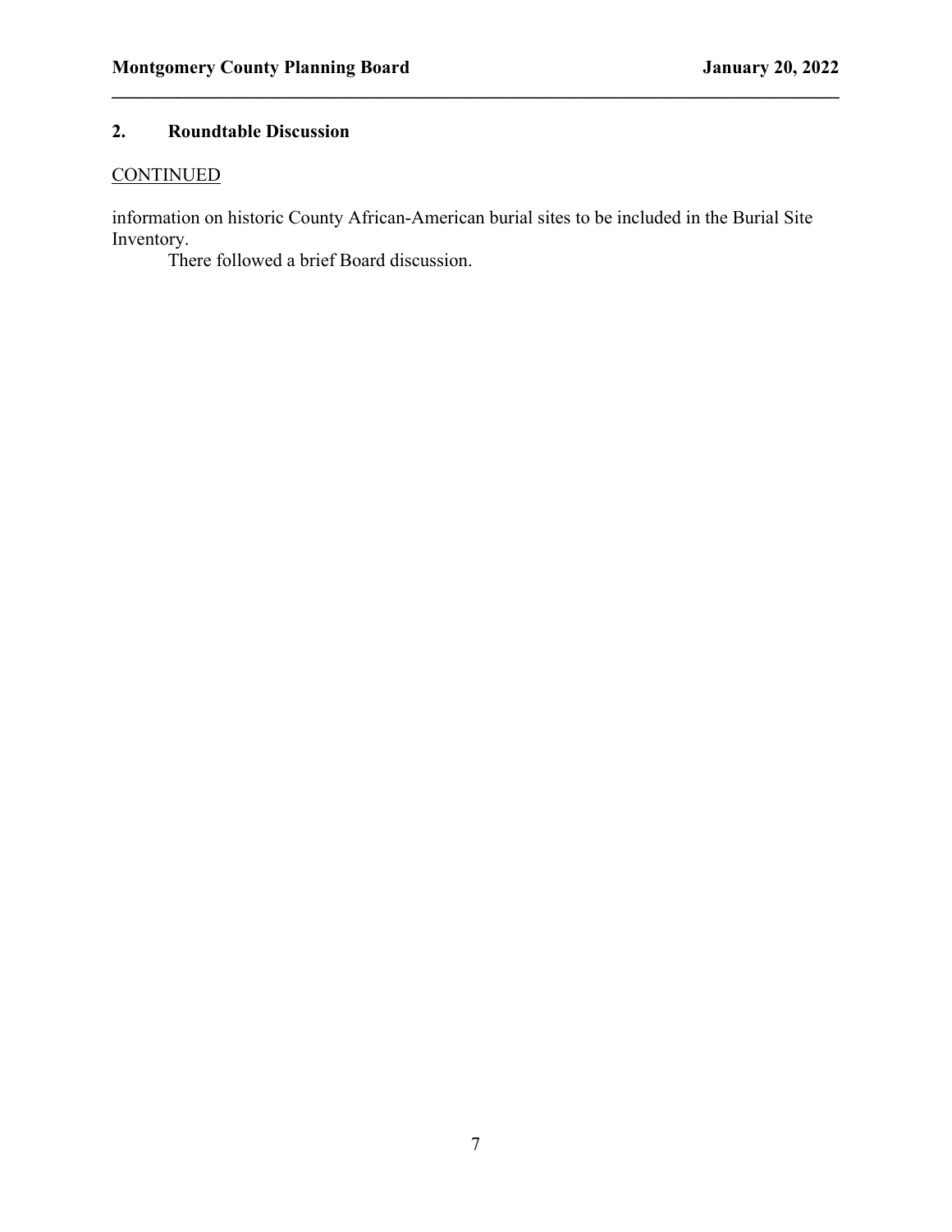## 2. Roundtable Discussion

CONTINUED

information on historic County African-American burial sites to be included in the Burial Site Inventory.

There followed a brief Board discussion.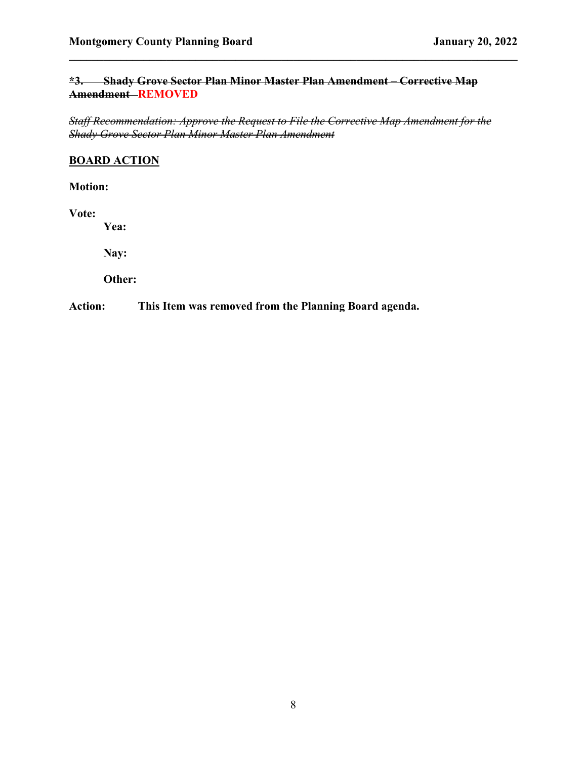~~**\*3. Shady Grove Sector Plan Minor Master Plan Amendment – Corrective Map Amendment**~~ **REMOVED**

~~*Staff Recommendation: Approve the Request to File the Corrective Map Amendment for the Shady Grove Sector Plan Minor Master Plan Amendment*~~

**<u>BOARD ACTION</u>**

**Motion:**

**Vote:**

**Yea:**

**Nay:**

**Other:**

**Action:** **This Item was removed from the Planning Board agenda.**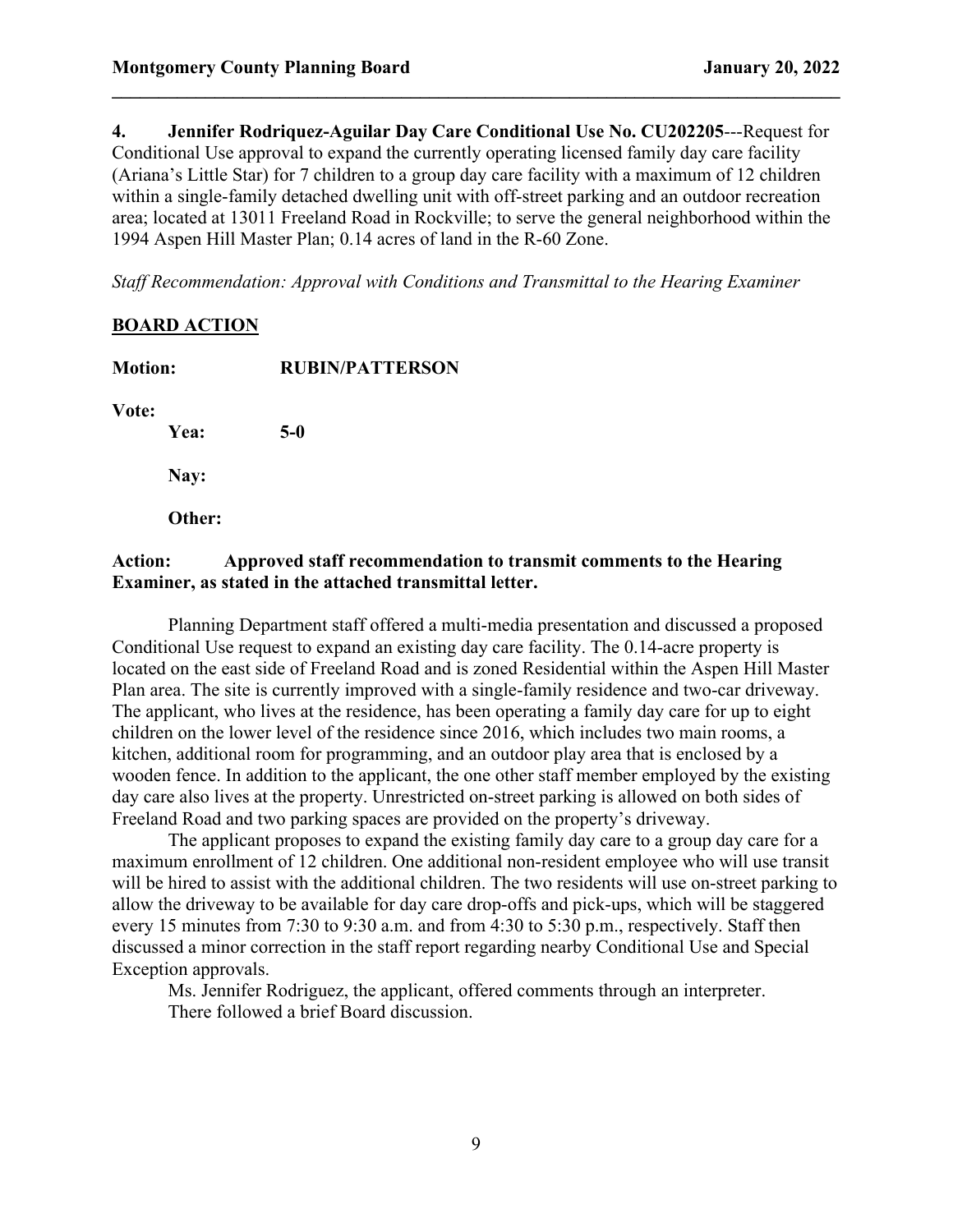**4. Jennifer Rodriquez-Aguilar Day Care Conditional Use No. CU202205**---Request for Conditional Use approval to expand the currently operating licensed family day care facility (Ariana's Little Star) for 7 children to a group day care facility with a maximum of 12 children within a single-family detached dwelling unit with off-street parking and an outdoor recreation area; located at 13011 Freeland Road in Rockville; to serve the general neighborhood within the 1994 Aspen Hill Master Plan; 0.14 acres of land in the R-60 Zone.

*Staff Recommendation: Approval with Conditions and Transmittal to the Hearing Examiner*

**BOARD ACTION**

**Motion:** **RUBIN/PATTERSON**

**Vote:**

**Yea:** **5-0**

**Nay:**

**Other:**

**Action: Approved staff recommendation to transmit comments to the Hearing Examiner, as stated in the attached transmittal letter.**

Planning Department staff offered a multi-media presentation and discussed a proposed Conditional Use request to expand an existing day care facility. The 0.14-acre property is located on the east side of Freeland Road and is zoned Residential within the Aspen Hill Master Plan area. The site is currently improved with a single-family residence and two-car driveway. The applicant, who lives at the residence, has been operating a family day care for up to eight children on the lower level of the residence since 2016, which includes two main rooms, a kitchen, additional room for programming, and an outdoor play area that is enclosed by a wooden fence. In addition to the applicant, the one other staff member employed by the existing day care also lives at the property. Unrestricted on-street parking is allowed on both sides of Freeland Road and two parking spaces are provided on the property's driveway.

The applicant proposes to expand the existing family day care to a group day care for a maximum enrollment of 12 children. One additional non-resident employee who will use transit will be hired to assist with the additional children. The two residents will use on-street parking to allow the driveway to be available for day care drop-offs and pick-ups, which will be staggered every 15 minutes from 7:30 to 9:30 a.m. and from 4:30 to 5:30 p.m., respectively. Staff then discussed a minor correction in the staff report regarding nearby Conditional Use and Special Exception approvals.

Ms. Jennifer Rodriguez, the applicant, offered comments through an interpreter.

There followed a brief Board discussion.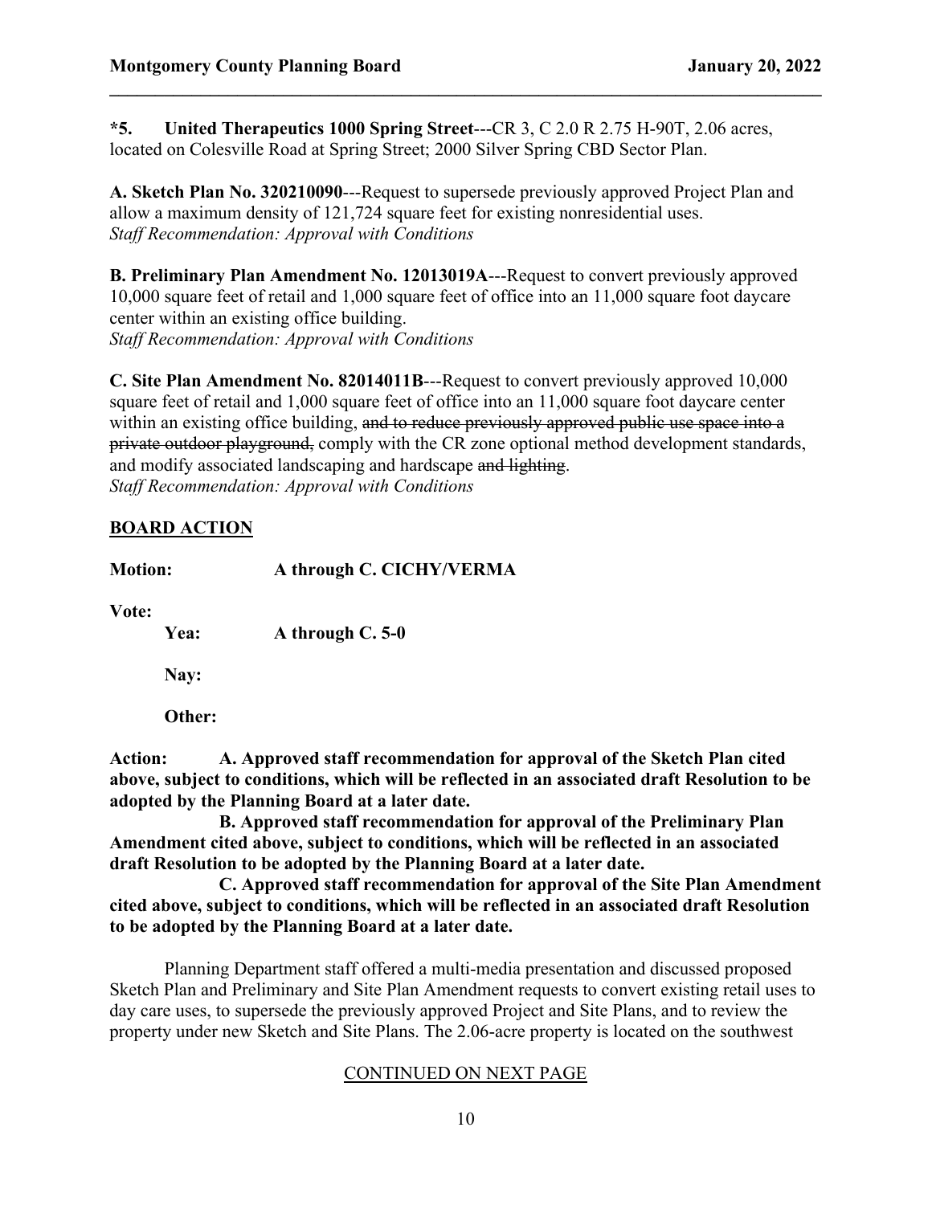**\*5. United Therapeutics 1000 Spring Street**---CR 3, C 2.0 R 2.75 H-90T, 2.06 acres, located on Colesville Road at Spring Street; 2000 Silver Spring CBD Sector Plan.

**A. Sketch Plan No. 320210090**---Request to supersede previously approved Project Plan and allow a maximum density of 121,724 square feet for existing nonresidential uses.
*Staff Recommendation: Approval with Conditions*

**B. Preliminary Plan Amendment No. 12013019A**---Request to convert previously approved 10,000 square feet of retail and 1,000 square feet of office into an 11,000 square foot daycare center within an existing office building.
*Staff Recommendation: Approval with Conditions*

**C. Site Plan Amendment No. 82014011B**---Request to convert previously approved 10,000 square feet of retail and 1,000 square feet of office into an 11,000 square foot daycare center within an existing office building, ~~and to reduce previously approved public use space into a private outdoor playground,~~ comply with the CR zone optional method development standards, and modify associated landscaping and hardscape ~~and lighting~~.
*Staff Recommendation: Approval with Conditions*

**BOARD ACTION**

**Motion:** **A through C. CICHY/VERMA**

**Vote:**

**Yea:** **A through C. 5-0**

**Nay:**

**Other:**

**Action: A. Approved staff recommendation for approval of the Sketch Plan cited above, subject to conditions, which will be reflected in an associated draft Resolution to be adopted by the Planning Board at a later date.**

**B. Approved staff recommendation for approval of the Preliminary Plan Amendment cited above, subject to conditions, which will be reflected in an associated draft Resolution to be adopted by the Planning Board at a later date.**

**C. Approved staff recommendation for approval of the Site Plan Amendment cited above, subject to conditions, which will be reflected in an associated draft Resolution to be adopted by the Planning Board at a later date.**

Planning Department staff offered a multi-media presentation and discussed proposed Sketch Plan and Preliminary and Site Plan Amendment requests to convert existing retail uses to day care uses, to supersede the previously approved Project and Site Plans, and to review the property under new Sketch and Site Plans. The 2.06-acre property is located on the southwest

CONTINUED ON NEXT PAGE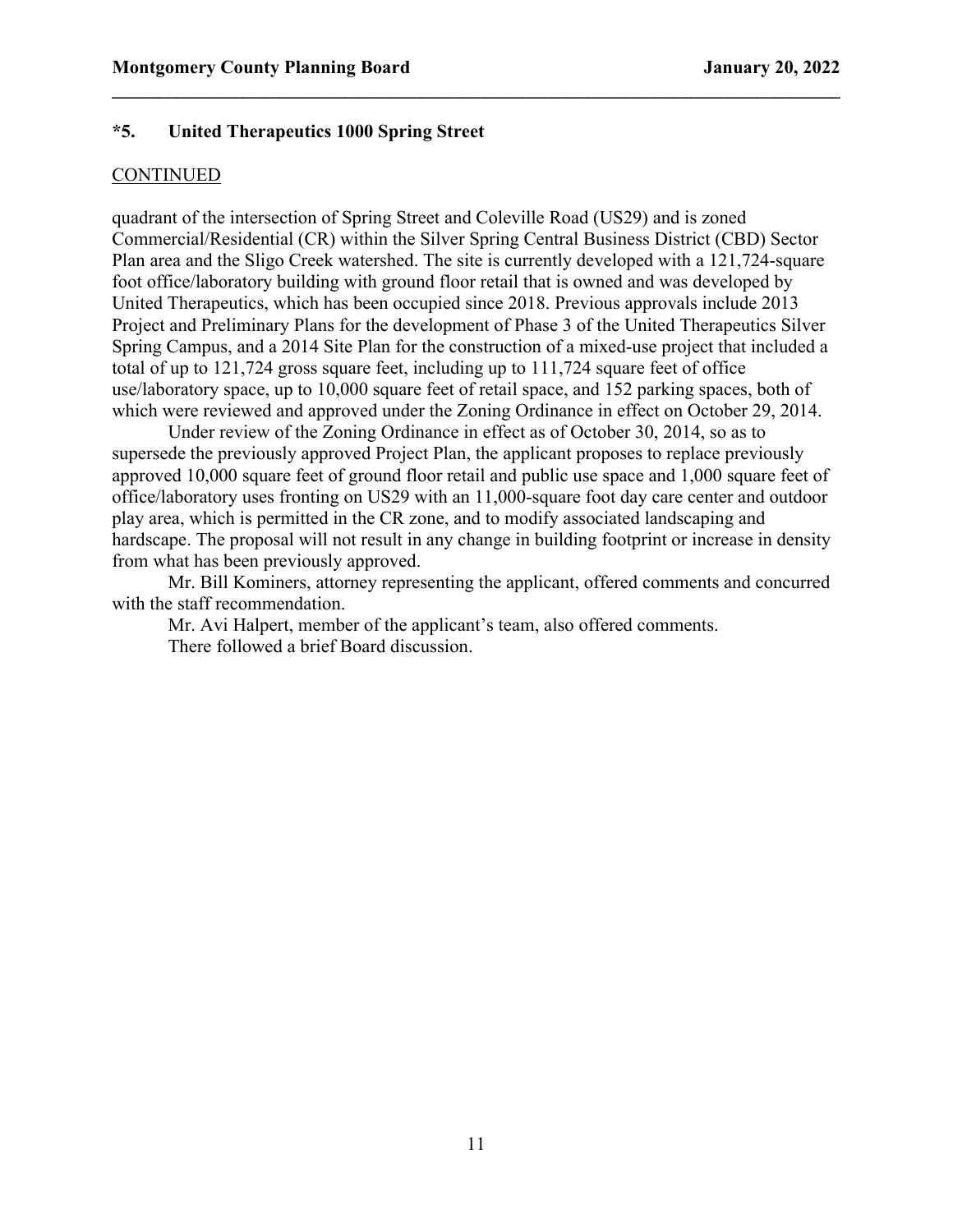**\*5. United Therapeutics 1000 Spring Street**

CONTINUED

quadrant of the intersection of Spring Street and Coleville Road (US29) and is zoned Commercial/Residential (CR) within the Silver Spring Central Business District (CBD) Sector Plan area and the Sligo Creek watershed. The site is currently developed with a 121,724-square foot office/laboratory building with ground floor retail that is owned and was developed by United Therapeutics, which has been occupied since 2018. Previous approvals include 2013 Project and Preliminary Plans for the development of Phase 3 of the United Therapeutics Silver Spring Campus, and a 2014 Site Plan for the construction of a mixed-use project that included a total of up to 121,724 gross square feet, including up to 111,724 square feet of office use/laboratory space, up to 10,000 square feet of retail space, and 152 parking spaces, both of which were reviewed and approved under the Zoning Ordinance in effect on October 29, 2014.

Under review of the Zoning Ordinance in effect as of October 30, 2014, so as to supersede the previously approved Project Plan, the applicant proposes to replace previously approved 10,000 square feet of ground floor retail and public use space and 1,000 square feet of office/laboratory uses fronting on US29 with an 11,000-square foot day care center and outdoor play area, which is permitted in the CR zone, and to modify associated landscaping and hardscape. The proposal will not result in any change in building footprint or increase in density from what has been previously approved.

Mr. Bill Kominers, attorney representing the applicant, offered comments and concurred with the staff recommendation.

Mr. Avi Halpert, member of the applicant's team, also offered comments.

There followed a brief Board discussion.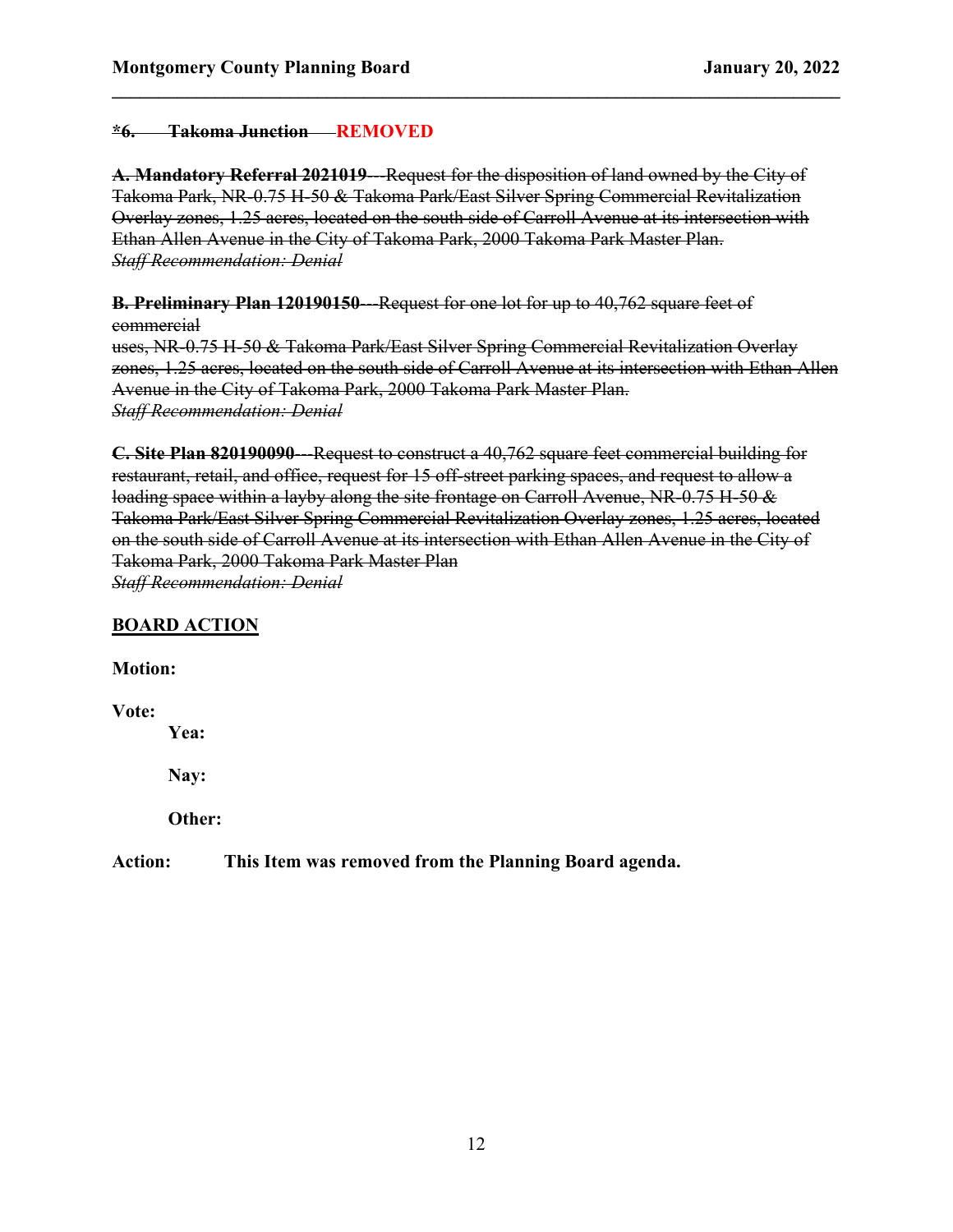~~***6. Takoma Junction**~~ **REMOVED**

~~**A. Mandatory Referral 2021019**---Request for the disposition of land owned by the City of Takoma Park, NR-0.75 H-50 & Takoma Park/East Silver Spring Commercial Revitalization Overlay zones, 1.25 acres, located on the south side of Carroll Avenue at its intersection with Ethan Allen Avenue in the City of Takoma Park, 2000 Takoma Park Master Plan.~~
~~*Staff Recommendation: Denial*~~

~~**B. Preliminary Plan 120190150**---Request for one lot for up to 40,762 square feet of commercial uses, NR-0.75 H-50 & Takoma Park/East Silver Spring Commercial Revitalization Overlay zones, 1.25 acres, located on the south side of Carroll Avenue at its intersection with Ethan Allen Avenue in the City of Takoma Park, 2000 Takoma Park Master Plan.~~
~~*Staff Recommendation: Denial*~~

~~**C. Site Plan 820190090**---Request to construct a 40,762 square feet commercial building for restaurant, retail, and office, request for 15 off-street parking spaces, and request to allow a loading space within a layby along the site frontage on Carroll Avenue, NR-0.75 H-50 & Takoma Park/East Silver Spring Commercial Revitalization Overlay zones, 1.25 acres, located on the south side of Carroll Avenue at its intersection with Ethan Allen Avenue in the City of Takoma Park, 2000 Takoma Park Master Plan~~
~~*Staff Recommendation: Denial*~~

**BOARD ACTION**

**Motion:**

**Vote:**

**Yea:**

**Nay:**

**Other:**

**Action:** **This Item was removed from the Planning Board agenda.**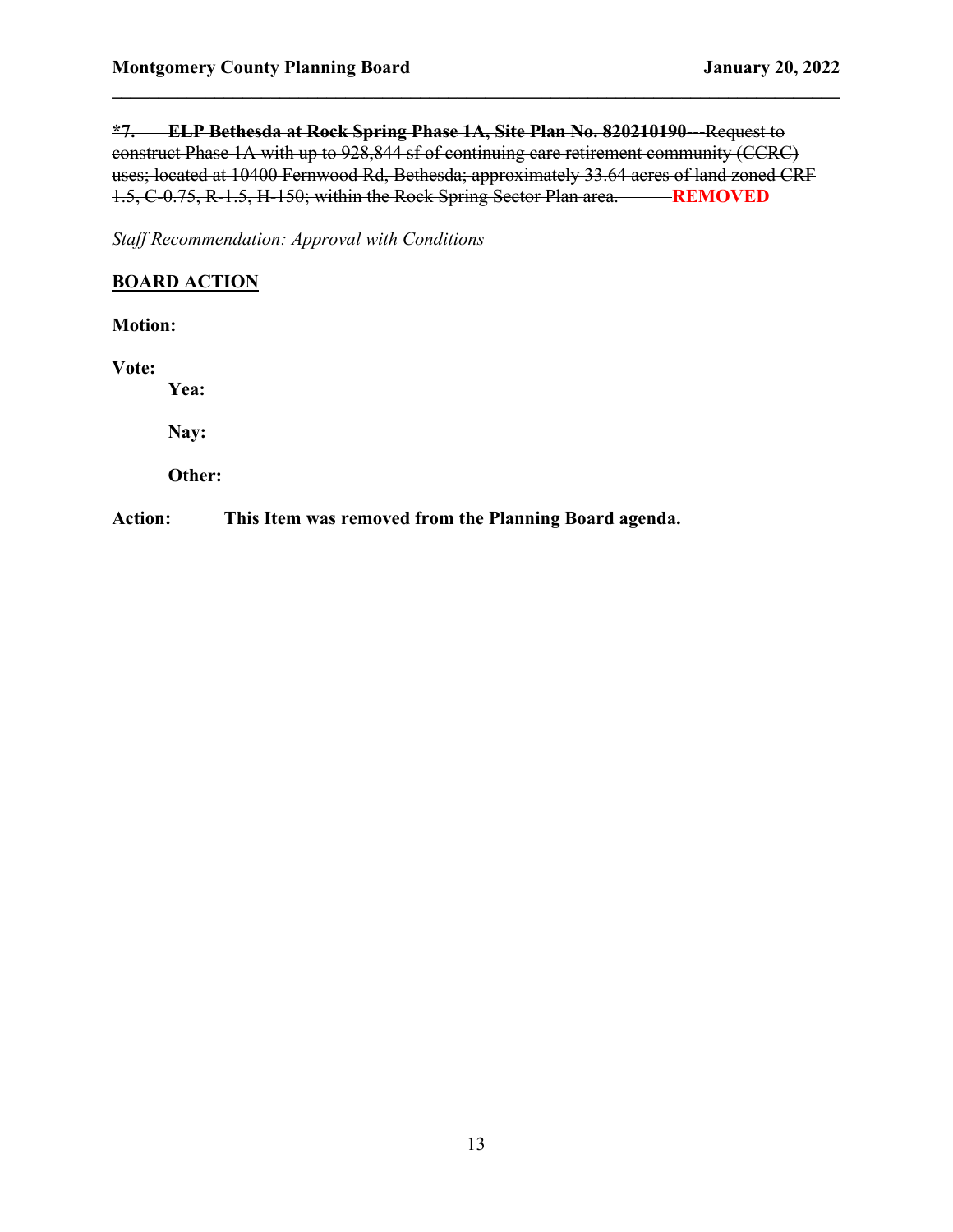~~**\*7. ELP Bethesda at Rock Spring Phase 1A, Site Plan No. 820210190**---Request to construct Phase 1A with up to 928,844 sf of continuing care retirement community (CCRC) uses; located at 10400 Fernwood Rd, Bethesda; approximately 33.64 acres of land zoned CRF 1.5, C-0.75, R-1.5, H-150; within the Rock Spring Sector Plan area.~~ **REMOVED**

~~*Staff Recommendation: Approval with Conditions*~~

**BOARD ACTION**

**Motion:**

**Vote:**

**Yea:**

**Nay:**

**Other:**

**Action:** **This Item was removed from the Planning Board agenda.**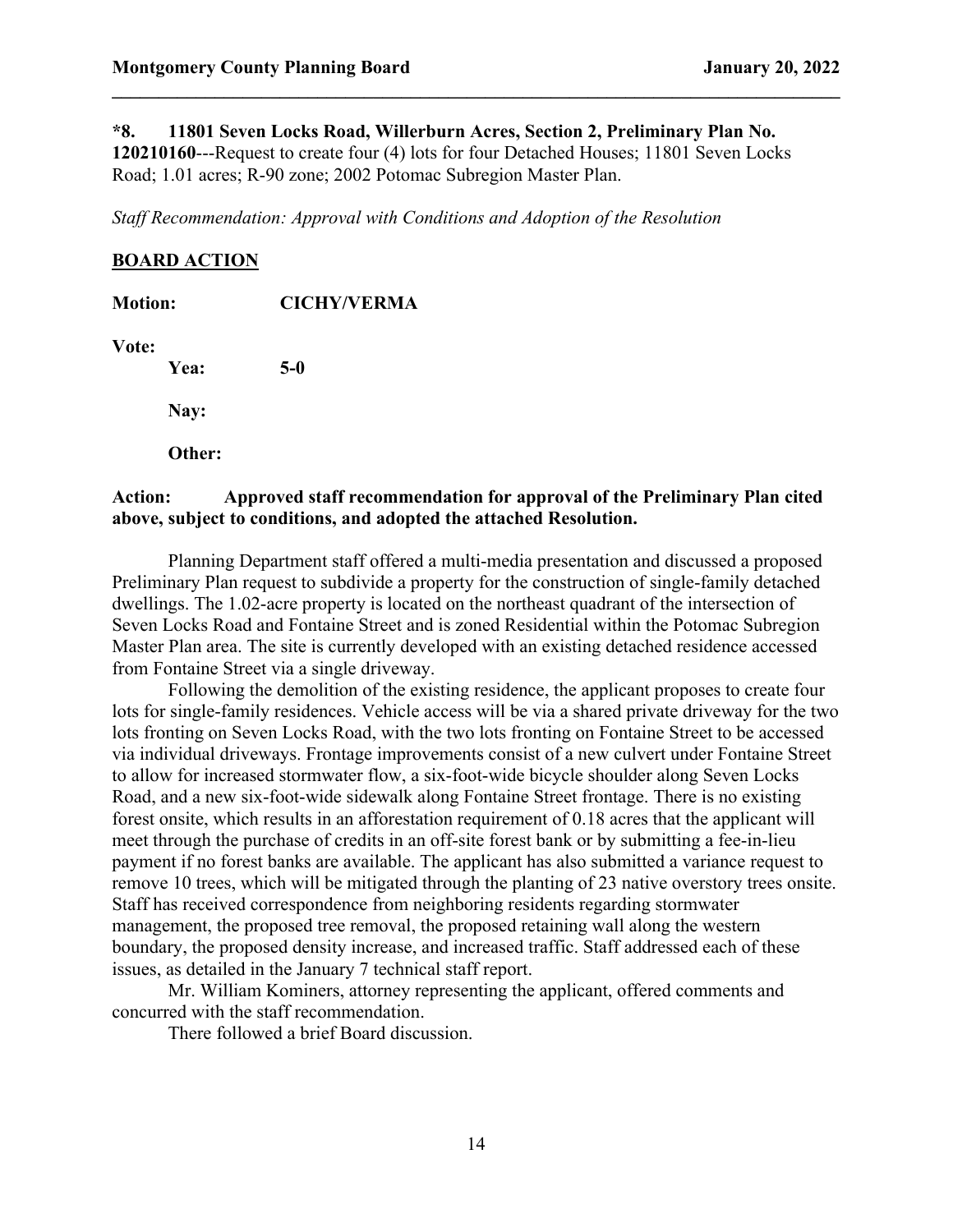**\*8. 11801 Seven Locks Road, Willerburn Acres, Section 2, Preliminary Plan No. 120210160**---Request to create four (4) lots for four Detached Houses; 11801 Seven Locks Road; 1.01 acres; R-90 zone; 2002 Potomac Subregion Master Plan.

*Staff Recommendation: Approval with Conditions and Adoption of the Resolution*

**BOARD ACTION**

**Motion:** **CICHY/VERMA**

**Vote:**

**Yea:** **5-0**

**Nay:**

**Other:**

**Action: Approved staff recommendation for approval of the Preliminary Plan cited above, subject to conditions, and adopted the attached Resolution.**

Planning Department staff offered a multi-media presentation and discussed a proposed Preliminary Plan request to subdivide a property for the construction of single-family detached dwellings. The 1.02-acre property is located on the northeast quadrant of the intersection of Seven Locks Road and Fontaine Street and is zoned Residential within the Potomac Subregion Master Plan area. The site is currently developed with an existing detached residence accessed from Fontaine Street via a single driveway.

Following the demolition of the existing residence, the applicant proposes to create four lots for single-family residences. Vehicle access will be via a shared private driveway for the two lots fronting on Seven Locks Road, with the two lots fronting on Fontaine Street to be accessed via individual driveways. Frontage improvements consist of a new culvert under Fontaine Street to allow for increased stormwater flow, a six-foot-wide bicycle shoulder along Seven Locks Road, and a new six-foot-wide sidewalk along Fontaine Street frontage. There is no existing forest onsite, which results in an afforestation requirement of 0.18 acres that the applicant will meet through the purchase of credits in an off-site forest bank or by submitting a fee-in-lieu payment if no forest banks are available. The applicant has also submitted a variance request to remove 10 trees, which will be mitigated through the planting of 23 native overstory trees onsite. Staff has received correspondence from neighboring residents regarding stormwater management, the proposed tree removal, the proposed retaining wall along the western boundary, the proposed density increase, and increased traffic. Staff addressed each of these issues, as detailed in the January 7 technical staff report.

Mr. William Kominers, attorney representing the applicant, offered comments and concurred with the staff recommendation.

There followed a brief Board discussion.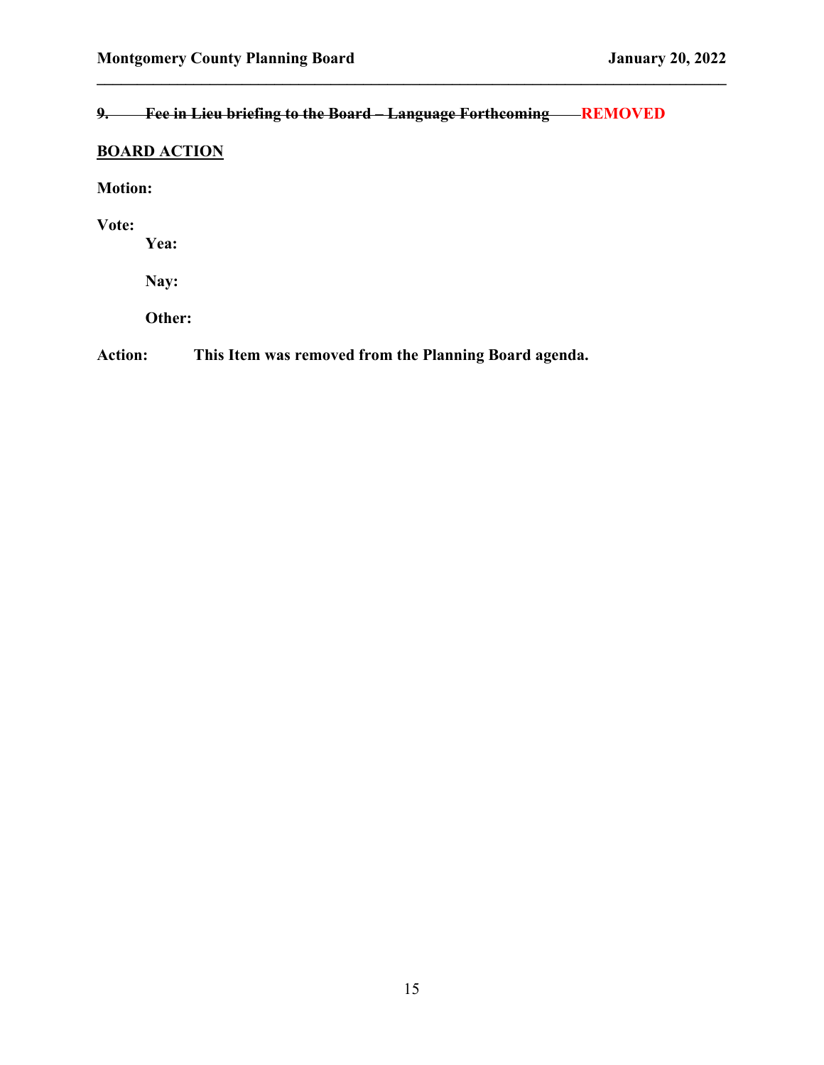~~**9. Fee in Lieu briefing to the Board – Language Forthcoming**~~ **REMOVED**

**BOARD ACTION**

**Motion:**

**Vote:**

**Yea:**

**Nay:**

**Other:**

**Action:** **This Item was removed from the Planning Board agenda.**